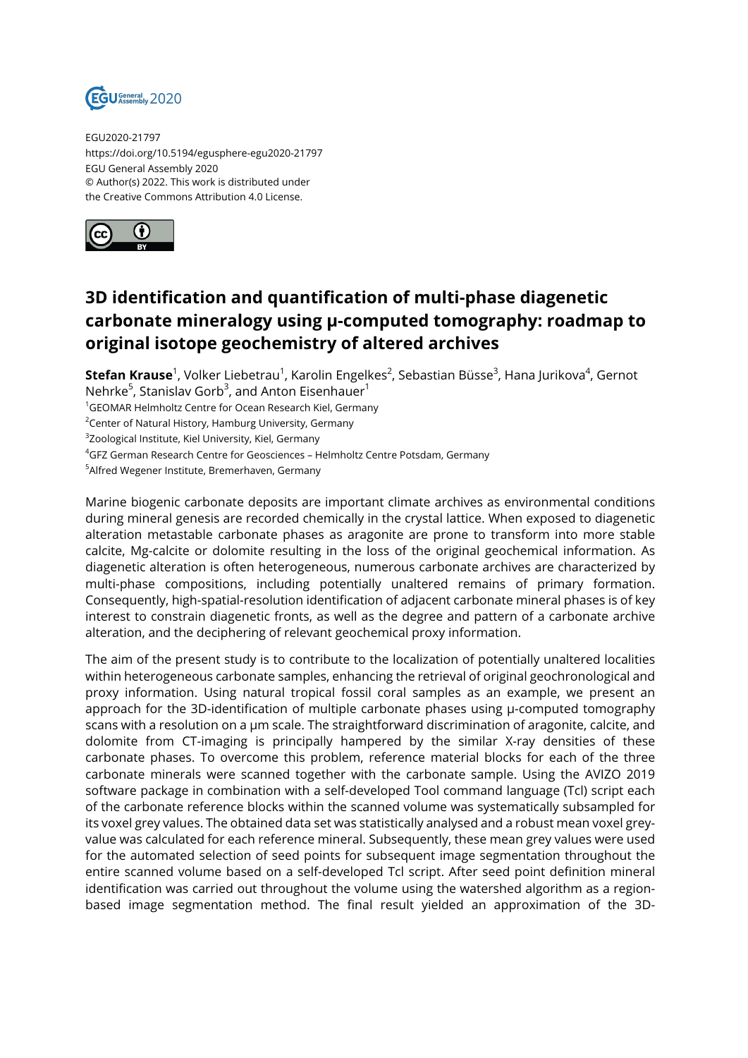EGU2020-21797
https://doi.org/10.5194/egusphere-egu2020-21797
EGU General Assembly 2020
© Author(s) 2022. This work is distributed under
the Creative Commons Attribution 4.0 License.

# 3D identification and quantification of multi-phase diagenetic carbonate mineralogy using µ-computed tomography: roadmap to original isotope geochemistry of altered archives

**Stefan Krause**[1], Volker Liebetrau[1], Karolin Engelkes[2], Sebastian Büsse[3], Hana Jurikova[4], Gernot Nehrke[5], Stanislav Gorb[3], and Anton Eisenhauer[1]

[1]GEOMAR Helmholtz Centre for Ocean Research Kiel, Germany
[2]Center of Natural History, Hamburg University, Germany
[3]Zoological Institute, Kiel University, Kiel, Germany
[4]GFZ German Research Centre for Geosciences – Helmholtz Centre Potsdam, Germany
[5]Alfred Wegener Institute, Bremerhaven, Germany

Marine biogenic carbonate deposits are important climate archives as environmental conditions during mineral genesis are recorded chemically in the crystal lattice. When exposed to diagenetic alteration metastable carbonate phases as aragonite are prone to transform into more stable calcite, Mg-calcite or dolomite resulting in the loss of the original geochemical information. As diagenetic alteration is often heterogeneous, numerous carbonate archives are characterized by multi-phase compositions, including potentially unaltered remains of primary formation. Consequently, high-spatial-resolution identification of adjacent carbonate mineral phases is of key interest to constrain diagenetic fronts, as well as the degree and pattern of a carbonate archive alteration, and the deciphering of relevant geochemical proxy information.

The aim of the present study is to contribute to the localization of potentially unaltered localities within heterogeneous carbonate samples, enhancing the retrieval of original geochronological and proxy information. Using natural tropical fossil coral samples as an example, we present an approach for the 3D-identification of multiple carbonate phases using µ-computed tomography scans with a resolution on a µm scale. The straightforward discrimination of aragonite, calcite, and dolomite from CT-imaging is principally hampered by the similar X-ray densities of these carbonate phases. To overcome this problem, reference material blocks for each of the three carbonate minerals were scanned together with the carbonate sample. Using the AVIZO 2019 software package in combination with a self-developed Tool command language (Tcl) script each of the carbonate reference blocks within the scanned volume was systematically subsampled for its voxel grey values. The obtained data set was statistically analysed and a robust mean voxel grey-value was calculated for each reference mineral. Subsequently, these mean grey values were used for the automated selection of seed points for subsequent image segmentation throughout the entire scanned volume based on a self-developed Tcl script. After seed point definition mineral identification was carried out throughout the volume using the watershed algorithm as a region-based image segmentation method. The final result yielded an approximation of the 3D-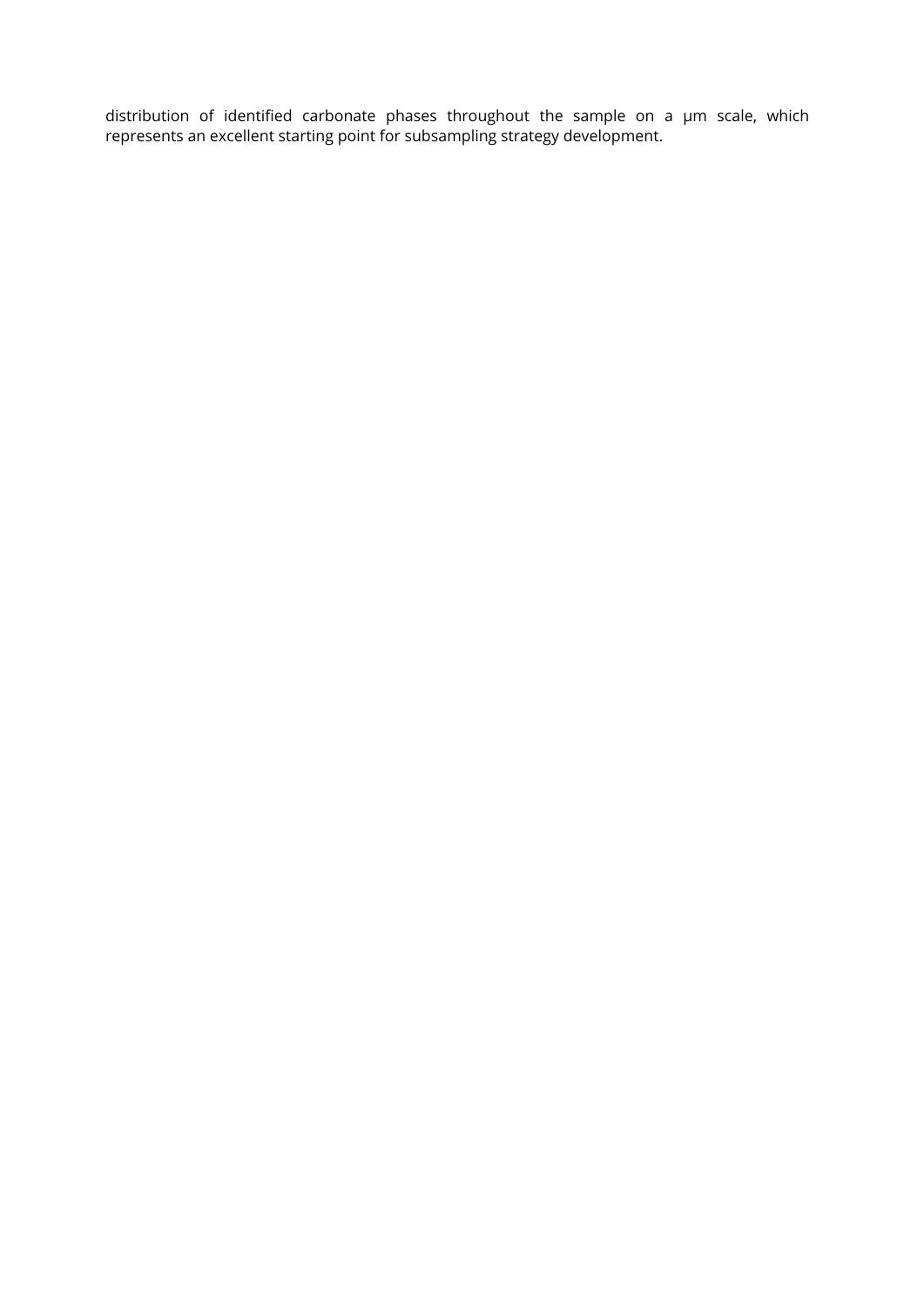distribution of identified carbonate phases throughout the sample on a μm scale, which represents an excellent starting point for subsampling strategy development.